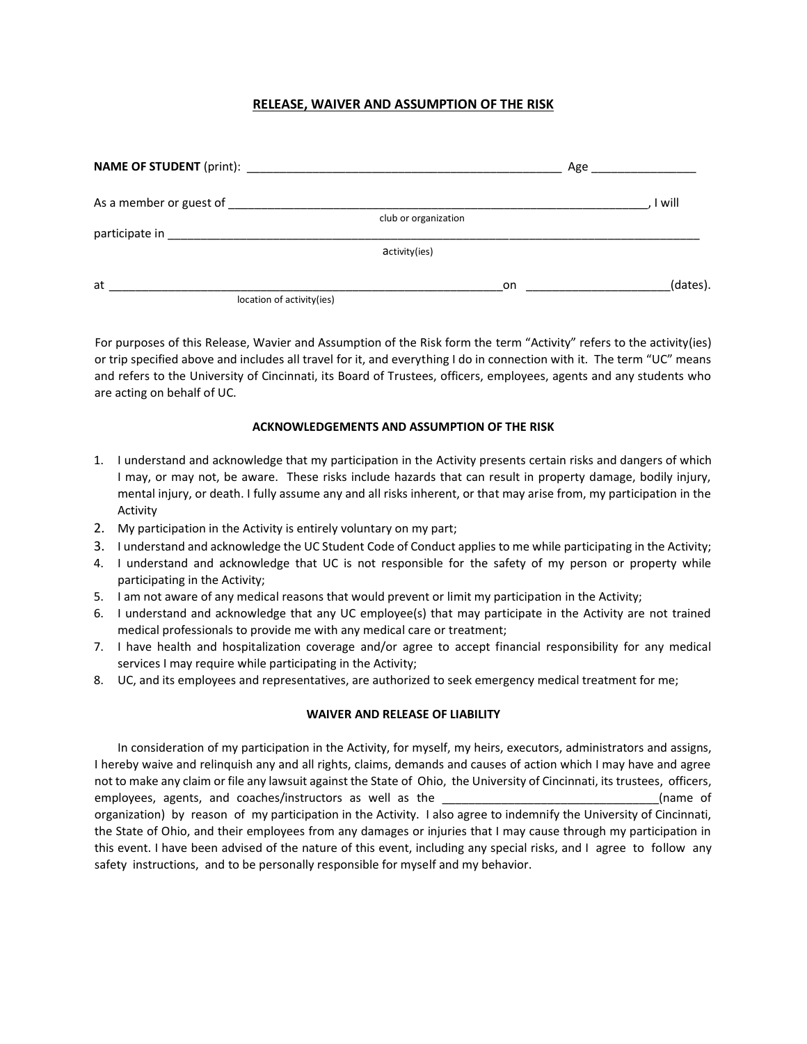## RELEASE, WAIVER AND ASSUMPTION OF THE RISK

**NAME OF STUDENT** (print): ________________________________________________ Age _______________

As a member or guest of _________________________________________________________________, I will
club or organization

participate in ______________________________________________________________________________________
activity(ies)

at ____________________________________________________________on _____________________(dates).
location of activity(ies)

For purposes of this Release, Wavier and Assumption of the Risk form the term "Activity" refers to the activity(ies) or trip specified above and includes all travel for it, and everything I do in connection with it. The term "UC" means and refers to the University of Cincinnati, its Board of Trustees, officers, employees, agents and any students who are acting on behalf of UC.

### ACKNOWLEDGEMENTS AND ASSUMPTION OF THE RISK

1. I understand and acknowledge that my participation in the Activity presents certain risks and dangers of which I may, or may not, be aware. These risks include hazards that can result in property damage, bodily injury, mental injury, or death. I fully assume any and all risks inherent, or that may arise from, my participation in the Activity
2. My participation in the Activity is entirely voluntary on my part;
3. I understand and acknowledge the UC Student Code of Conduct applies to me while participating in the Activity;
4. I understand and acknowledge that UC is not responsible for the safety of my person or property while participating in the Activity;
5. I am not aware of any medical reasons that would prevent or limit my participation in the Activity;
6. I understand and acknowledge that any UC employee(s) that may participate in the Activity are not trained medical professionals to provide me with any medical care or treatment;
7. I have health and hospitalization coverage and/or agree to accept financial responsibility for any medical services I may require while participating in the Activity;
8. UC, and its employees and representatives, are authorized to seek emergency medical treatment for me;

### WAIVER AND RELEASE OF LIABILITY

In consideration of my participation in the Activity, for myself, my heirs, executors, administrators and assigns, I hereby waive and relinquish any and all rights, claims, demands and causes of action which I may have and agree not to make any claim or file any lawsuit against the State of Ohio, the University of Cincinnati, its trustees, officers, employees, agents, and coaches/instructors as well as the ________________________________(name of organization) by reason of my participation in the Activity. I also agree to indemnify the University of Cincinnati, the State of Ohio, and their employees from any damages or injuries that I may cause through my participation in this event. I have been advised of the nature of this event, including any special risks, and I agree to follow any safety instructions, and to be personally responsible for myself and my behavior.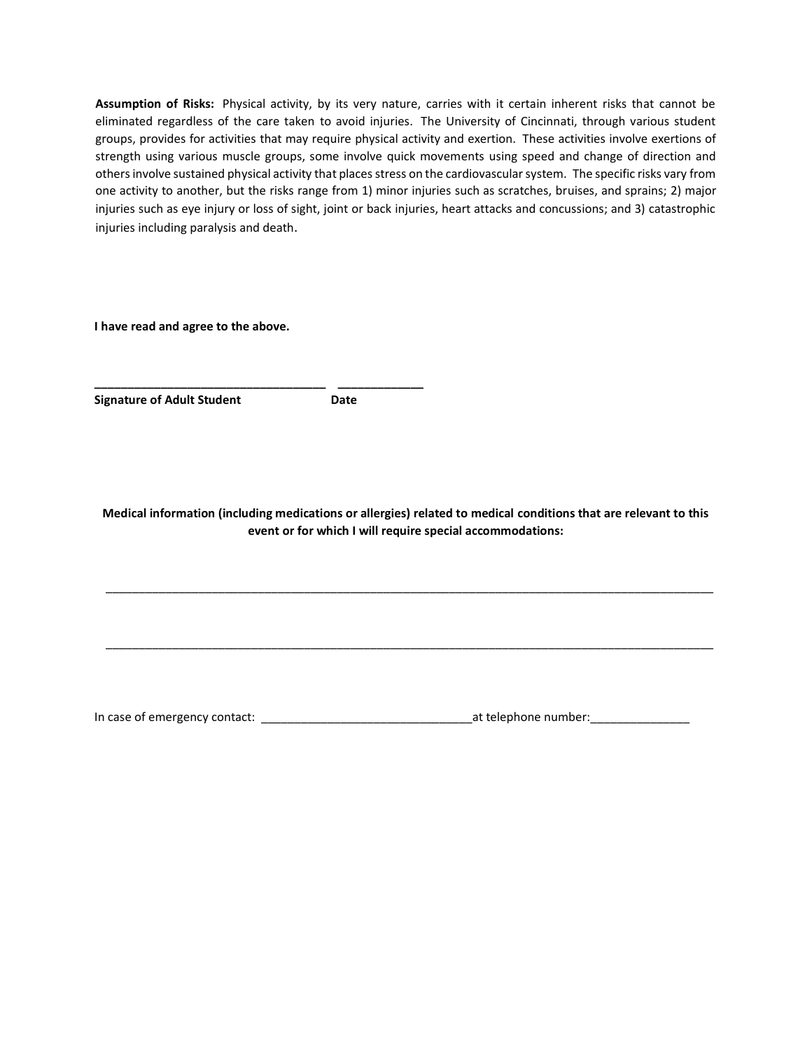**Assumption of Risks:** Physical activity, by its very nature, carries with it certain inherent risks that cannot be eliminated regardless of the care taken to avoid injuries. The University of Cincinnati, through various student groups, provides for activities that may require physical activity and exertion. These activities involve exertions of strength using various muscle groups, some involve quick movements using speed and change of direction and others involve sustained physical activity that places stress on the cardiovascular system. The specific risks vary from one activity to another, but the risks range from 1) minor injuries such as scratches, bruises, and sprains; 2) major injuries such as eye injury or loss of sight, joint or back injuries, heart attacks and concussions; and 3) catastrophic injuries including paralysis and death.

**I have read and agree to the above.**

**__________________________________ ____________**

**Signature of Adult Student Date**

**Medical information (including medications or allergies) related to medical conditions that are relevant to this event or for which I will require special accommodations:**

_____________________________________________________________________________________________

_____________________________________________________________________________________________

In case of emergency contact: _______________________________at telephone number:______________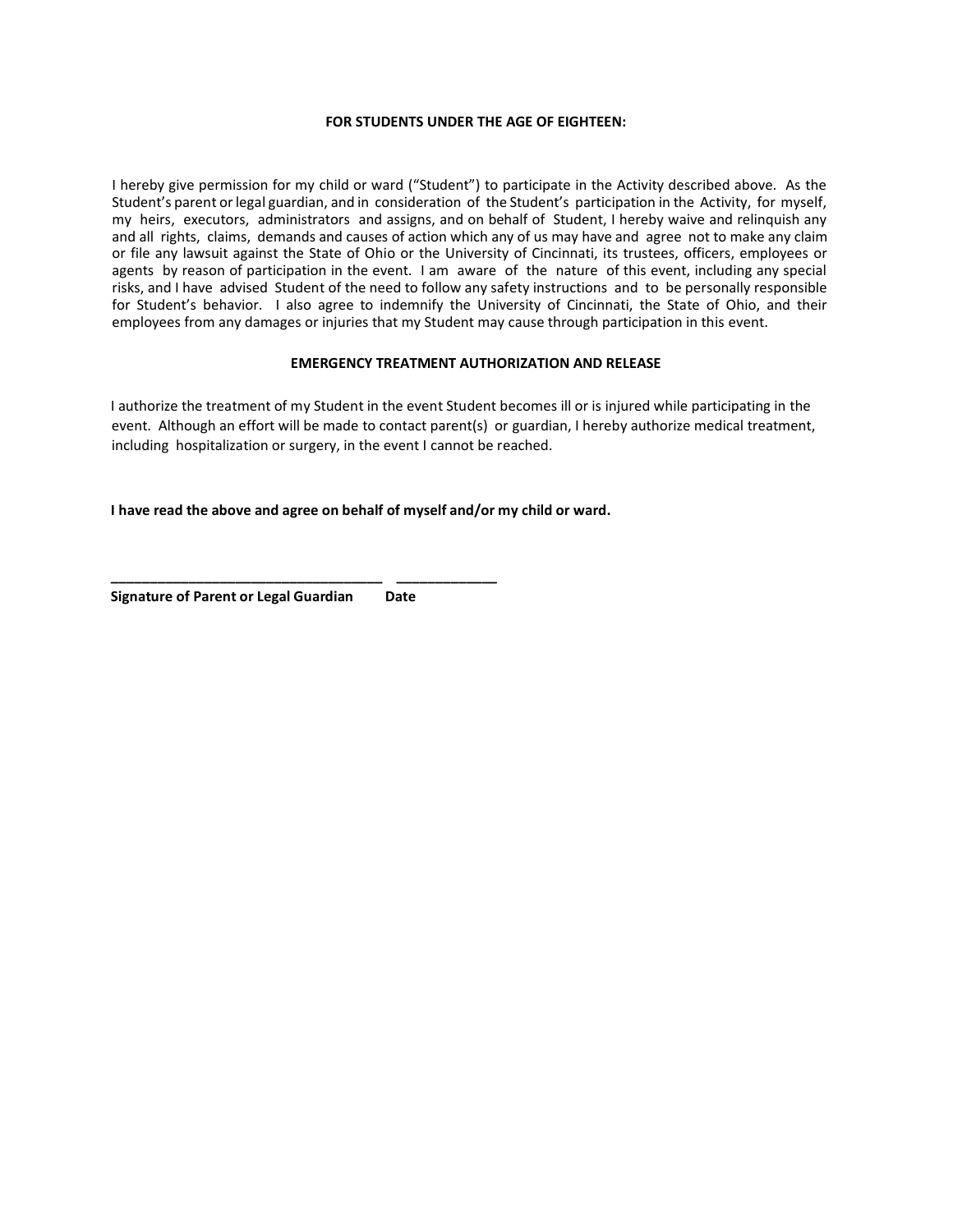**FOR STUDENTS UNDER THE AGE OF EIGHTEEN:**

I hereby give permission for my child or ward ("Student") to participate in the Activity described above. As the Student's parent or legal guardian, and in consideration of the Student's participation in the Activity, for myself, my heirs, executors, administrators and assigns, and on behalf of Student, I hereby waive and relinquish any and all rights, claims, demands and causes of action which any of us may have and agree not to make any claim or file any lawsuit against the State of Ohio or the University of Cincinnati, its trustees, officers, employees or agents by reason of participation in the event. I am aware of the nature of this event, including any special risks, and I have advised Student of the need to follow any safety instructions and to be personally responsible for Student's behavior. I also agree to indemnify the University of Cincinnati, the State of Ohio, and their employees from any damages or injuries that my Student may cause through participation in this event.

**EMERGENCY TREATMENT AUTHORIZATION AND RELEASE**

I authorize the treatment of my Student in the event Student becomes ill or is injured while participating in the event. Although an effort will be made to contact parent(s) or guardian, I hereby authorize medical treatment, including hospitalization or surgery, in the event I cannot be reached.

**I have read the above and agree on behalf of myself and/or my child or ward.**

___________________________________ _____________

**Signature of Parent or Legal Guardian Date**